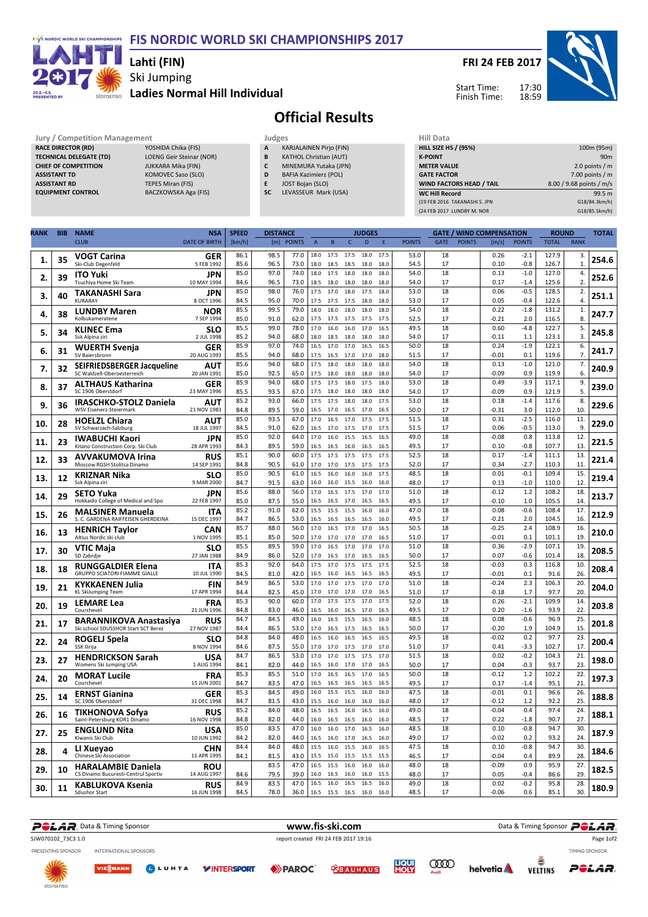# FIS NORDIC WORLD SKI CHAMPIONSHIPS 2017

## Lahti (FIN)

Ski Jumping

**Ladies Normal Hill Individual**

**FRI 24 FEB 2017**

Start Time: 17:30
Finish Time: 18:59

# Official Results

**Jury / Competition Management**

| | |
|---|---|
| RACE DIRECTOR (RD) | YOSHIDA Chika (FIS) |
| TECHNICAL DELEGATE (TD) | LOENG Geir Steinar (NOR) |
| CHIEF OF COMPETITION | JUKKARA Mika (FIN) |
| ASSISTANT TD | KOMOVEC Saso (SLO) |
| ASSISTANT RD | TEPES Miran (FIS) |
| EQUIPMENT CONTROL | BACZKOWSKA Aga (FIS) |

**Judges**

| | |
|---|---|
| A | KARJALAINEN Pirjo (FIN) |
| B | KATHOL Christian (AUT) |
| C | MINEMURA Yutaka (JPN) |
| D | BAFIA Kazimierz (POL) |
| E | JOST Bojan (SLO) |
| SC | LEVASSEUR Mark (USA) |

**Hill Data**

| | |
|---|---|
| HILL SIZE HS / (95%) | 100m (95m) |
| K-POINT | 90m |
| METER VALUE | 2.0 points / m |
| GATE FACTOR | 7.00 points / m |
| WIND FACTORS HEAD / TAIL | 8.00 / 9.68 points / m/s |
| WC Hill Record | 99.5 m |
| (19 FEB 2016 TAKANASHI S. JPN | G18/84.3km/h) |
| (24 FEB 2017 LUNDBY M. NOR | G18/85.5km/h) |

| RANK | BIB | NAME / CLUB | NSA / DATE OF BIRTH | SPEED [km/h] | DISTANCE [m] | DISTANCE POINTS | A | B | C | D | E | JUDGES POINTS | GATE | GATE POINTS | WIND [m/s] | WIND POINTS | ROUND TOTAL | ROUND RANK | TOTAL |
|---|---|---|---|---|---|---|---|---|---|---|---|---|---|---|---|---|---|---|---|
| 1. | 35 | **VOGT Carina** | **GER** | 86.1 | 98.5 | 77.0 | 18.0 | 17.5 | 17.5 | 18.0 | 17.5 | 53.0 | 18 | | 0.26 | -2.1 | 127.9 | 3. | **254.6** |
| | | Ski-Club Degenfeld | 5 FEB 1992 | 85.6 | 96.5 | 73.0 | 18.0 | 18.5 | 18.5 | 18.0 | 18.0 | 54.5 | 17 | | 0.10 | -0.8 | 126.7 | 1. | |
| 2. | 39 | **ITO Yuki** | **JPN** | 85.0 | 97.0 | 74.0 | 18.0 | 17.5 | 18.0 | 18.0 | 18.0 | 54.0 | 18 | | 0.13 | -1.0 | 127.0 | 4. | **252.6** |
| | | Tsuchiya Home Ski Team | 10 MAY 1994 | 84.6 | 96.5 | 73.0 | 18.5 | 18.0 | 18.0 | 18.0 | 18.0 | 54.0 | 17 | | 0.17 | -1.4 | 125.6 | 2. | |
| 3. | 40 | **TAKANASHI Sara** | **JPN** | 85.0 | 98.0 | 76.0 | 17.5 | 17.0 | 18.0 | 17.5 | 18.0 | 53.0 | 18 | | 0.06 | -0.5 | 128.5 | 2. | **251.1** |
| | | KURARAY | 8 OCT 1996 | 84.5 | 95.0 | 70.0 | 17.5 | 17.5 | 17.5 | 18.0 | 18.0 | 53.0 | 17 | | 0.05 | -0.4 | 122.6 | 4. | |
| 4. | 38 | **LUNDBY Maren** | **NOR** | 85.5 | 99.5 | 79.0 | 18.0 | 18.0 | 18.0 | 18.0 | 18.0 | 54.0 | 18 | | 0.22 | -1.8 | 131.2 | 1. | **247.7** |
| | | Kolbukameratene | 7 SEP 1994 | 85.0 | 91.0 | 62.0 | 17.5 | 17.5 | 17.5 | 17.5 | 17.5 | 52.5 | 17 | | -0.21 | 2.0 | 116.5 | 8. | |
| 5. | 34 | **KLINEC Ema** | **SLO** | 85.5 | 99.0 | 78.0 | 17.0 | 16.0 | 16.0 | 17.0 | 16.5 | 49.5 | 18 | | 0.60 | -4.8 | 122.7 | 5. | **245.8** |
| | | Ssk Alpina ziri | 2 JUL 1998 | 85.2 | 94.0 | 68.0 | 18.0 | 18.5 | 18.0 | 18.0 | 18.0 | 54.0 | 17 | | -0.11 | 1.1 | 123.1 | 3. | |
| 6. | 31 | **WUERTH Svenja** | **GER** | 85.9 | 97.0 | 74.0 | 16.5 | 17.0 | 17.0 | 16.5 | 16.5 | 50.0 | 18 | | 0.24 | -1.9 | 122.1 | 6. | **241.7** |
| | | SV Baiersbronn | 20 AUG 1993 | 85.5 | 94.0 | 68.0 | 17.5 | 16.5 | 17.0 | 17.0 | 18.0 | 51.5 | 17 | | -0.01 | 0.1 | 119.6 | 7. | |
| 7. | 32 | **SEIFRIEDSBERGER Jacqueline** | **AUT** | 85.6 | 94.0 | 68.0 | 17.5 | 18.0 | 18.0 | 18.0 | 18.0 | 54.0 | 18 | | 0.13 | -1.0 | 121.0 | 7. | **240.9** |
| | | SC Waldzell-Oberoesterreich | 20 JAN 1991 | 85.0 | 92.5 | 65.0 | 17.5 | 18.0 | 18.0 | 18.0 | 18.0 | 54.0 | 17 | | -0.09 | 0.9 | 119.9 | 6. | |
| 8. | 37 | **ALTHAUS Katharina** | **GER** | 85.9 | 94.0 | 68.0 | 17.5 | 17.5 | 18.0 | 17.5 | 18.0 | 53.0 | 18 | | 0.49 | -3.9 | 117.1 | 9. | **239.0** |
| | | SC 1906 Oberstdorf | 23 MAY 1996 | 85.5 | 93.5 | 67.0 | 17.5 | 18.0 | 18.0 | 18.0 | 18.0 | 54.0 | 17 | | -0.09 | 0.9 | 121.9 | 5. | |
| 9. | 36 | **IRASCHKO-STOLZ Daniela** | **AUT** | 85.2 | 93.0 | 66.0 | 17.5 | 17.5 | 18.0 | 18.0 | 17.5 | 53.0 | 18 | | 0.18 | -1.4 | 117.6 | 8. | **229.6** |
| | | WSV Eisenerz-Steiermark | 21 NOV 1983 | 84.8 | 89.5 | 59.0 | 16.5 | 17.0 | 16.5 | 17.0 | 16.5 | 50.0 | 17 | | -0.31 | 3.0 | 112.0 | 10. | |
| 10. | 28 | **HOELZL Chiara** | **AUT** | 85.0 | 93.5 | 67.0 | 17.0 | 16.5 | 17.0 | 17.5 | 17.5 | 51.5 | 18 | | 0.31 | -2.5 | 116.0 | 11. | **229.0** |
| | | SV Schwarzach-Salzburg | 18 JUL 1997 | 84.5 | 91.0 | 62.0 | 16.5 | 17.0 | 17.5 | 17.0 | 17.5 | 51.5 | 17 | | 0.06 | -0.5 | 113.0 | 9. | |
| 11. | 23 | **IWABUCHI Kaori** | **JPN** | 85.0 | 92.0 | 64.0 | 17.0 | 16.0 | 15.5 | 16.5 | 16.5 | 49.0 | 18 | | -0.08 | 0.8 | 113.8 | 12. | **221.5** |
| | | Kitano Construction Corp. Ski Club | 28 APR 1993 | 84.3 | 89.5 | 59.0 | 16.5 | 16.5 | 16.0 | 16.5 | 16.5 | 49.5 | 17 | | 0.10 | -0.8 | 107.7 | 13. | |
| 12. | 33 | **AVVAKUMOVA Irina** | **RUS** | 85.1 | 90.0 | 60.0 | 17.5 | 17.5 | 17.5 | 17.5 | 17.5 | 52.5 | 18 | | 0.17 | -1.4 | 111.1 | 13. | **221.4** |
| | | Moscow RGSH Stolitsa Dinamo | 14 SEP 1991 | 84.8 | 90.5 | 61.0 | 17.0 | 17.0 | 17.5 | 17.5 | 17.5 | 52.0 | 17 | | 0.34 | -2.7 | 110.3 | 11. | |
| 13. | 12 | **KRIZNAR Nika** | **SLO** | 85.0 | 90.5 | 61.0 | 16.5 | 16.0 | 16.0 | 16.0 | 17.5 | 48.5 | 18 | | 0.01 | -0.1 | 109.4 | 15. | **219.4** |
| | | Ssk Alpina ziri | 9 MAR 2000 | 84.7 | 91.5 | 63.0 | 16.0 | 16.0 | 15.5 | 16.0 | 16.0 | 48.0 | 17 | | 0.13 | -1.0 | 110.0 | 12. | |
| 14. | 29 | **SETO Yuka** | **JPN** | 85.6 | 88.0 | 56.0 | 17.0 | 16.5 | 17.5 | 17.0 | 17.0 | 51.0 | 18 | | -0.12 | 1.2 | 108.2 | 18. | **213.7** |
| | | Hokkaido College of Medical and Spo | 22 FEB 1997 | 85.0 | 87.5 | 55.0 | 16.5 | 16.5 | 17.0 | 16.5 | 16.5 | 49.5 | 17 | | -0.10 | 1.0 | 105.5 | 14. | |
| 15. | 26 | **MALSINER Manuela** | **ITA** | 85.2 | 91.0 | 62.0 | 15.5 | 15.5 | 15.5 | 16.0 | 16.0 | 47.0 | 18 | | 0.08 | -0.6 | 108.4 | 17. | **212.9** |
| | | S. C. GARDENA RAIFFEISEN GHERDEINA | 15 DEC 1997 | 84.7 | 86.5 | 53.0 | 16.5 | 16.5 | 16.5 | 16.5 | 16.5 | 49.5 | 17 | | -0.21 | 2.0 | 104.5 | 16. | |
| 16. | 13 | **HENRICH Taylor** | **CAN** | 85.7 | 88.0 | 56.0 | 17.0 | 16.5 | 17.0 | 17.0 | 16.5 | 50.5 | 18 | | -0.25 | 2.4 | 108.9 | 16. | **210.0** |
| | | Altius Nordic ski club | 1 NOV 1995 | 85.1 | 85.0 | 50.0 | 17.0 | 17.0 | 17.0 | 17.0 | 17.0 | 51.0 | 17 | | -0.01 | 0.1 | 101.1 | 19. | |
| 17. | 30 | **VTIC Maja** | **SLO** | 85.5 | 89.5 | 59.0 | 17.0 | 16.5 | 17.0 | 17.0 | 17.0 | 51.0 | 18 | | 0.36 | -2.9 | 107.1 | 19. | **208.5** |
| | | SD Zabrdje | 27 JAN 1988 | 84.9 | 86.0 | 52.0 | 17.0 | 16.5 | 17.0 | 16.5 | 16.5 | 50.0 | 17 | | 0.07 | -0.6 | 101.4 | 18. | |
| 18. | 18 | **RUNGGALDIER Elena** | **ITA** | 85.3 | 92.0 | 64.0 | 17.5 | 17.0 | 17.5 | 17.5 | 17.5 | 52.5 | 18 | | -0.03 | 0.3 | 116.8 | 10. | **208.4** |
| | | GRUPPO SCIATORI FIAMME GIALLE | 10 JUL 1990 | 84.5 | 81.0 | 42.0 | 16.5 | 16.0 | 16.5 | 16.5 | 16.5 | 49.5 | 17 | | -0.01 | 0.1 | 91.6 | 26. | |
| 19. | 21 | **KYKKAENEN Julia** | **FIN** | 84.9 | 86.5 | 53.0 | 17.0 | 17.0 | 17.5 | 17.0 | 17.0 | 51.0 | 18 | | -0.24 | 2.3 | 106.3 | 20. | **204.0** |
| | | KL SkiJumping Team | 17 APR 1994 | 84.4 | 82.5 | 45.0 | 17.0 | 17.0 | 17.0 | 17.0 | 16.5 | 51.0 | 17 | | -0.18 | 1.7 | 97.7 | 20. | |
| 20. | 19 | **LEMARE Lea** | **FRA** | 85.3 | 90.0 | 60.0 | 17.0 | 17.5 | 17.5 | 17.0 | 17.5 | 52.0 | 18 | | 0.26 | -2.1 | 109.9 | 14. | **203.8** |
| | | Courchevel | 21 JUN 1996 | 84.8 | 83.0 | 46.0 | 16.5 | 16.0 | 16.5 | 17.0 | 16.5 | 49.5 | 17 | | 0.20 | -1.6 | 93.9 | 22. | |
| 21. | 17 | **BARANNIKOVA Anastasiya** | **RUS** | 84.7 | 84.5 | 49.0 | 16.0 | 16.5 | 15.5 | 16.5 | 16.0 | 48.5 | 18 | | 0.08 | -0.6 | 96.9 | 25. | **201.8** |
| | | Ski school SDUSSHOR Start SCT Berez | 27 NOV 1987 | 84.4 | 86.5 | 53.0 | 17.0 | 16.5 | 17.5 | 16.5 | 16.5 | 50.0 | 17 | | -0.20 | 1.9 | 104.9 | 15. | |
| 22. | 24 | **ROGELJ Spela** | **SLO** | 84.8 | 84.0 | 48.0 | 16.5 | 16.0 | 16.5 | 16.5 | 16.5 | 49.5 | 18 | | -0.02 | 0.2 | 97.7 | 23. | **200.4** |
| | | SSK Ilirija | 8 NOV 1994 | 84.6 | 87.5 | 55.0 | 17.0 | 17.0 | 17.5 | 17.0 | 17.0 | 51.0 | 17 | | 0.41 | -3.3 | 102.7 | 17. | |
| 23. | 27 | **HENDRICKSON Sarah** | **USA** | 84.7 | 86.5 | 53.0 | 17.0 | 17.0 | 17.5 | 17.5 | 17.0 | 51.5 | 18 | | 0.02 | -0.2 | 104.3 | 21. | **198.0** |
| | | Womens Ski Jumping USA | 1 AUG 1994 | 84.1 | 82.0 | 44.0 | 16.5 | 16.0 | 17.0 | 17.0 | 16.5 | 50.0 | 17 | | 0.04 | -0.3 | 93.7 | 23. | |
| 24. | 20 | **MORAT Lucile** | **FRA** | 85.3 | 85.5 | 51.0 | 17.0 | 16.5 | 16.5 | 17.0 | 16.5 | 50.0 | 18 | | -0.12 | 1.2 | 102.2 | 22. | **197.3** |
| | | Courchevel | 15 JUN 2001 | 84.7 | 83.5 | 47.0 | 16.5 | 16.5 | 16.5 | 16.5 | 16.5 | 49.5 | 17 | | 0.17 | -1.4 | 95.1 | 21. | |
| 25. | 14 | **ERNST Gianina** | **GER** | 85.3 | 84.5 | 49.0 | 16.0 | 15.5 | 15.5 | 16.0 | 16.0 | 47.5 | 18 | | -0.01 | 0.1 | 96.6 | 26. | **188.8** |
| | | SC 1906 Oberstdorf | 31 DEC 1998 | 84.7 | 81.5 | 43.0 | 15.5 | 16.0 | 16.0 | 16.0 | 16.0 | 48.0 | 17 | | -0.12 | 1.2 | 92.2 | 25. | |
| 26. | 16 | **TIKHONOVA Sofya** | **RUS** | 85.2 | 84.0 | 48.0 | 16.5 | 16.5 | 16.0 | 16.5 | 16.0 | 49.0 | 18 | | -0.04 | 0.4 | 97.4 | 24. | **188.1** |
| | | Saint-Petersburg KOR1 Dinamo | 16 NOV 1998 | 84.8 | 82.0 | 44.0 | 16.0 | 16.5 | 16.0 | 16.0 | 16.0 | 48.5 | 17 | | 0.22 | -1.8 | 90.7 | 27. | |
| 27. | 25 | **ENGLUND Nita** | **USA** | 85.0 | 83.5 | 47.0 | 16.0 | 16.0 | 17.0 | 16.5 | 16.0 | 48.5 | 18 | | 0.10 | -0.8 | 94.7 | 30. | **187.9** |
| | | Kiwanis Ski Club | 10 JUN 1992 | 84.2 | 82.0 | 44.0 | 16.5 | 16.0 | 17.0 | 16.5 | 16.0 | 49.0 | 17 | | -0.02 | 0.2 | 93.2 | 24. | |
| 28. | 4 | **LI Xueyao** | **CHN** | 84.4 | 84.0 | 48.0 | 15.5 | 16.0 | 15.5 | 16.0 | 16.5 | 47.5 | 18 | | 0.10 | -0.8 | 94.7 | 30. | **184.6** |
| | | Chinese Ski Association | 11 APR 1995 | 84.1 | 81.5 | 43.0 | 15.5 | 15.0 | 15.5 | 15.5 | 15.5 | 46.5 | 17 | | -0.04 | 0.4 | 89.9 | 28. | |
| 29. | 10 | **HARALAMBIE Daniela** | **ROU** | | 83.5 | 47.0 | 16.5 | 15.5 | 16.0 | 16.0 | 16.0 | 48.0 | 18 | | -0.09 | 0.9 | 95.9 | 27. | **182.5** |
| | | CS Dinamo Bucuresti-Centrul Sportiv | 14 AUG 1997 | 84.6 | 79.5 | 39.0 | 16.0 | 16.0 | 16.0 | 16.0 | 15.5 | 48.0 | 17 | | 0.05 | -0.4 | 86.6 | 29. | |
| 30. | 11 | **KABLUKOVA Ksenia** | **RUS** | 84.9 | 83.5 | 47.0 | 16.5 | 16.0 | 16.5 | 16.5 | 16.0 | 49.0 | 18 | | 0.02 | -0.2 | 95.8 | 28. | **180.9** |
| | | Sdushor Start | 16 JUN 1998 | 84.5 | 78.0 | 36.0 | 16.5 | 15.5 | 16.5 | 16.0 | 16.0 | 48.5 | 17 | | -0.06 | 0.6 | 85.1 | 30. | |

Data & Timing Sponsor www.fis-ski.com Data & Timing Sponsor

SJW070102_73C3 1.0 report created FRI 24 FEB 2017 19:16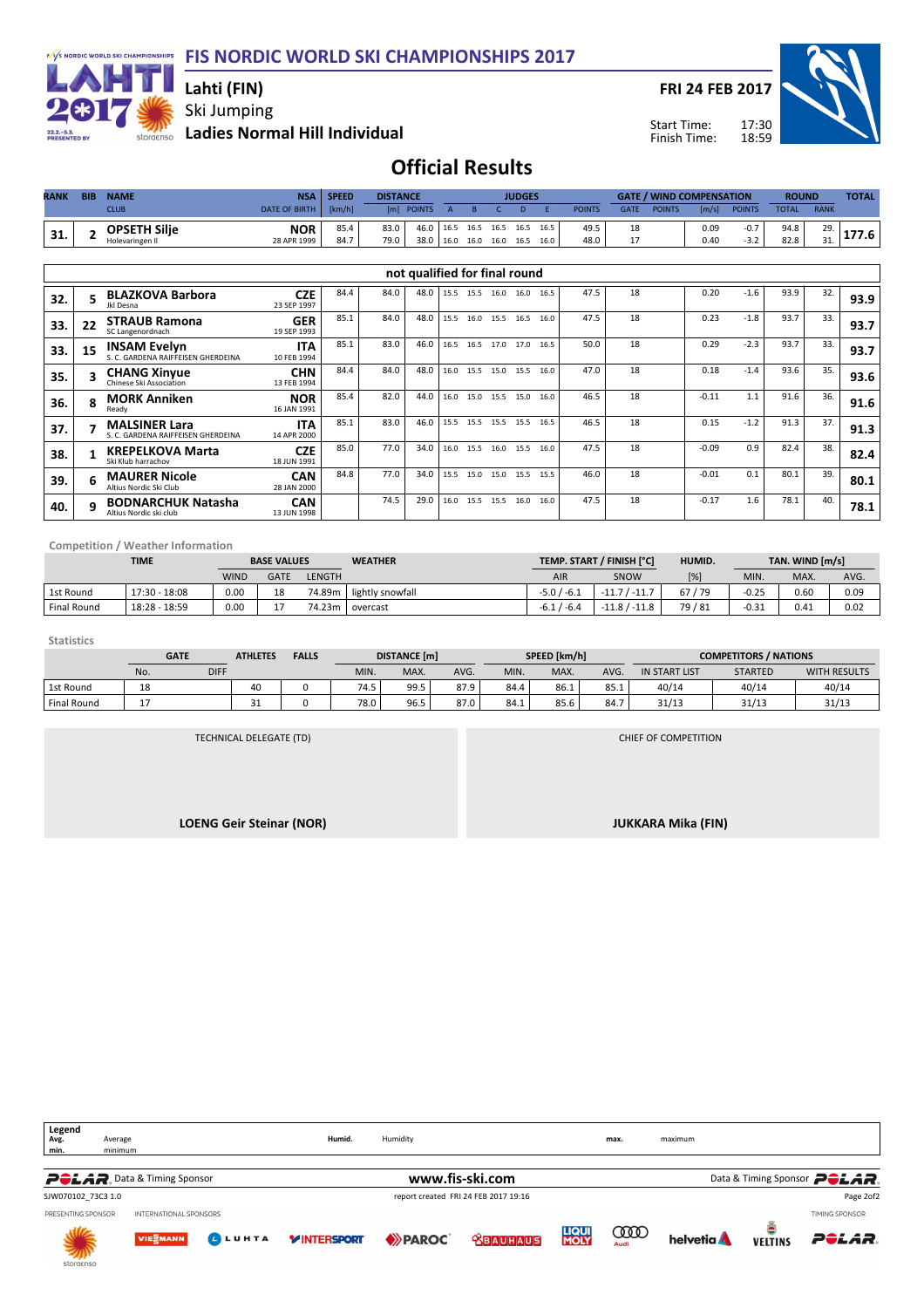# FIS NORDIC WORLD SKI CHAMPIONSHIPS 2017

**Lahti (FIN)**

Ski Jumping

**Ladies Normal Hill Individual**

**FRI 24 FEB 2017**

Start Time: 17:30
Finish Time: 18:59

## Official Results

| RANK | BIB | NAME / CLUB | NSA / DATE OF BIRTH | SPEED [km/h] | DISTANCE [m] | DISTANCE POINTS | A | B | C | D | E | JUDGES POINTS | GATE | GATE POINTS | WIND [m/s] | WIND POINTS | ROUND TOTAL | ROUND RANK | TOTAL |
|---|---|---|---|---|---|---|---|---|---|---|---|---|---|---|---|---|---|---|---|
| 31. | 2 | **OPSETH Silje** Holevaringen Il | **NOR** 28 APR 1999 | 85.4 | 83.0 | 46.0 | 16.5 | 16.5 | 16.5 | 16.5 | 16.5 | 49.5 | 18 | | 0.09 | -0.7 | 94.8 | 29. | 177.6 |
| | | | | 84.7 | 79.0 | 38.0 | 16.0 | 16.0 | 16.0 | 16.5 | 16.0 | 48.0 | 17 | | 0.40 | -3.2 | 82.8 | 31. | |

**not qualified for final round**

| RANK | BIB | NAME / CLUB | NSA / DATE OF BIRTH | SPEED [km/h] | DISTANCE [m] | DISTANCE POINTS | A | B | C | D | E | JUDGES POINTS | GATE | GATE POINTS | WIND [m/s] | WIND POINTS | ROUND TOTAL | ROUND RANK | TOTAL |
|---|---|---|---|---|---|---|---|---|---|---|---|---|---|---|---|---|---|---|---|
| 32. | 5 | **BLAZKOVA Barbora** Jkl Desna | **CZE** 23 SEP 1997 | 84.4 | 84.0 | 48.0 | 15.5 | 15.5 | 16.0 | 16.0 | 16.5 | 47.5 | 18 | | 0.20 | -1.6 | 93.9 | 32. | 93.9 |
| 33. | 22 | **STRAUB Ramona** SC Langenordnach | **GER** 19 SEP 1993 | 85.1 | 84.0 | 48.0 | 15.5 | 16.0 | 15.5 | 16.5 | 16.0 | 47.5 | 18 | | 0.23 | -1.8 | 93.7 | 33. | 93.7 |
| 33. | 15 | **INSAM Evelyn** S. C. GARDENA RAIFFEISEN GHERDEINA | **ITA** 10 FEB 1994 | 85.1 | 83.0 | 46.0 | 16.5 | 16.5 | 17.0 | 17.0 | 16.5 | 50.0 | 18 | | 0.29 | -2.3 | 93.7 | 33. | 93.7 |
| 35. | 3 | **CHANG Xinyue** Chinese Ski Association | **CHN** 13 FEB 1994 | 84.4 | 84.0 | 48.0 | 16.0 | 15.5 | 15.0 | 15.5 | 16.0 | 47.0 | 18 | | 0.18 | -1.4 | 93.6 | 35. | 93.6 |
| 36. | 8 | **MORK Anniken** Ready | **NOR** 16 JAN 1991 | 85.4 | 82.0 | 44.0 | 16.0 | 15.0 | 15.5 | 15.0 | 16.0 | 46.5 | 18 | | -0.11 | 1.1 | 91.6 | 36. | 91.6 |
| 37. | 7 | **MALSINER Lara** S. C. GARDENA RAIFFEISEN GHERDEINA | **ITA** 14 APR 2000 | 85.1 | 83.0 | 46.0 | 15.5 | 15.5 | 15.5 | 15.5 | 16.5 | 46.5 | 18 | | 0.15 | -1.2 | 91.3 | 37. | 91.3 |
| 38. | 1 | **KREPELKOVA Marta** Ski Klub harrachov | **CZE** 18 JUN 1991 | 85.0 | 77.0 | 34.0 | 16.0 | 15.5 | 16.0 | 15.5 | 16.0 | 47.5 | 18 | | -0.09 | 0.9 | 82.4 | 38. | 82.4 |
| 39. | 6 | **MAURER Nicole** Altius Nordic Ski Club | **CAN** 28 JAN 2000 | 84.8 | 77.0 | 34.0 | 15.5 | 15.0 | 15.0 | 15.5 | 15.5 | 46.0 | 18 | | -0.01 | 0.1 | 80.1 | 39. | 80.1 |
| 40. | 9 | **BODNARCHUK Natasha** Altius Nordic ski club | **CAN** 13 JUN 1998 | | 74.5 | 29.0 | 16.0 | 15.5 | 15.5 | 16.0 | 16.0 | 47.5 | 18 | | -0.17 | 1.6 | 78.1 | 40. | 78.1 |

### Competition / Weather Information

| | TIME | BASE VALUES WIND | BASE VALUES GATE | BASE VALUES LENGTH | WEATHER | TEMP. START / FINISH [°C] AIR | TEMP. START / FINISH [°C] SNOW | HUMID. [%] | TAN. WIND [m/s] MIN. | TAN. WIND [m/s] MAX. | TAN. WIND [m/s] AVG. |
|---|---|---|---|---|---|---|---|---|---|---|---|
| 1st Round | 17:30 - 18:08 | 0.00 | 18 | 74.89m | lightly snowfall | -5.0 / -6.1 | -11.7 / -11.7 | 67 / 79 | -0.25 | 0.60 | 0.09 |
| Final Round | 18:28 - 18:59 | 0.00 | 17 | 74.23m | overcast | -6.1 / -6.4 | -11.8 / -11.8 | 79 / 81 | -0.31 | 0.41 | 0.02 |

### Statistics

| | GATE No. | GATE DIFF | ATHLETES | FALLS | DISTANCE [m] MIN. | DISTANCE [m] MAX. | DISTANCE [m] AVG. | SPEED [km/h] MIN. | SPEED [km/h] MAX. | SPEED [km/h] AVG. | IN START LIST | STARTED | WITH RESULTS |
|---|---|---|---|---|---|---|---|---|---|---|---|---|---|
| 1st Round | 18 | | 40 | 0 | 74.5 | 99.5 | 87.9 | 84.4 | 86.1 | 85.1 | 40/14 | 40/14 | 40/14 |
| Final Round | 17 | | 31 | 0 | 78.0 | 96.5 | 87.0 | 84.1 | 85.6 | 84.7 | 31/13 | 31/13 | 31/13 |

TECHNICAL DELEGATE (TD): **LOENG Geir Steinar (NOR)**

CHIEF OF COMPETITION: **JUKKARA Mika (FIN)**

**Legend**
Avg. Average
min. minimum
Humid. Humidity
max. maximum

SJW070102_73C3 1.0 — report created FRI 24 FEB 2017 19:16